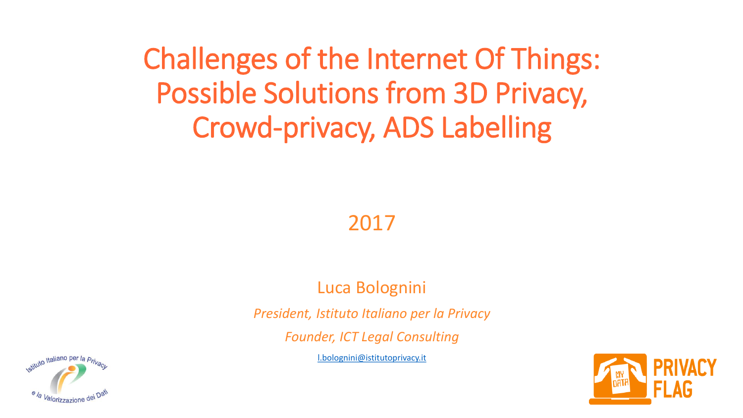# Challenges of the Internet Of Things: Possible Solutions from 3D Privacy, Crowd-privacy, ADS Labelling

2017

Luca Bolognini

*President, Istituto Italiano per la Privacy*

*Founder, ICT Legal Consulting*

l.bolognini@istitutoprivacy.it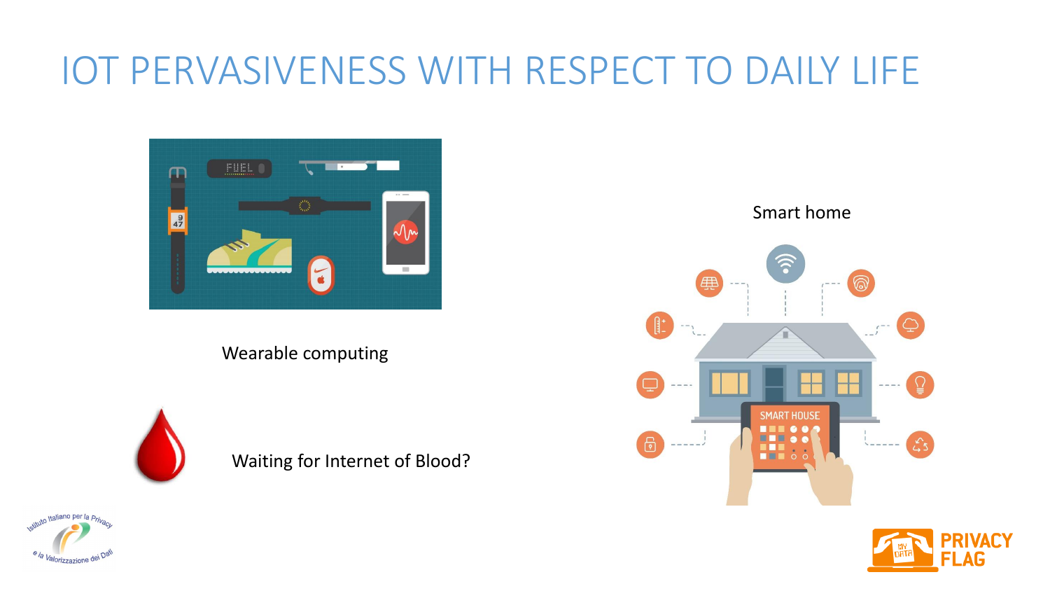# IOT PERVASIVENESS WITH RESPECT TO DAILY LIFE

Wearable computing

Waiting for Internet of Blood?

Smart home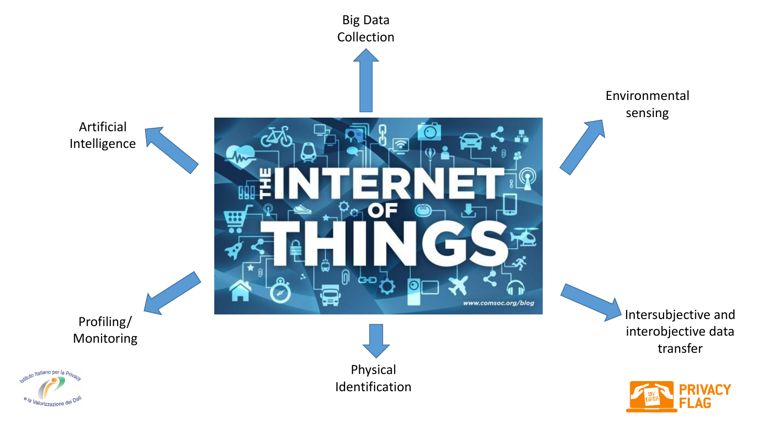Big Data Collection

Environmental sensing

Artificial Intelligence

Profiling/ Monitoring

Physical Identification

Intersubjective and interobjective data transfer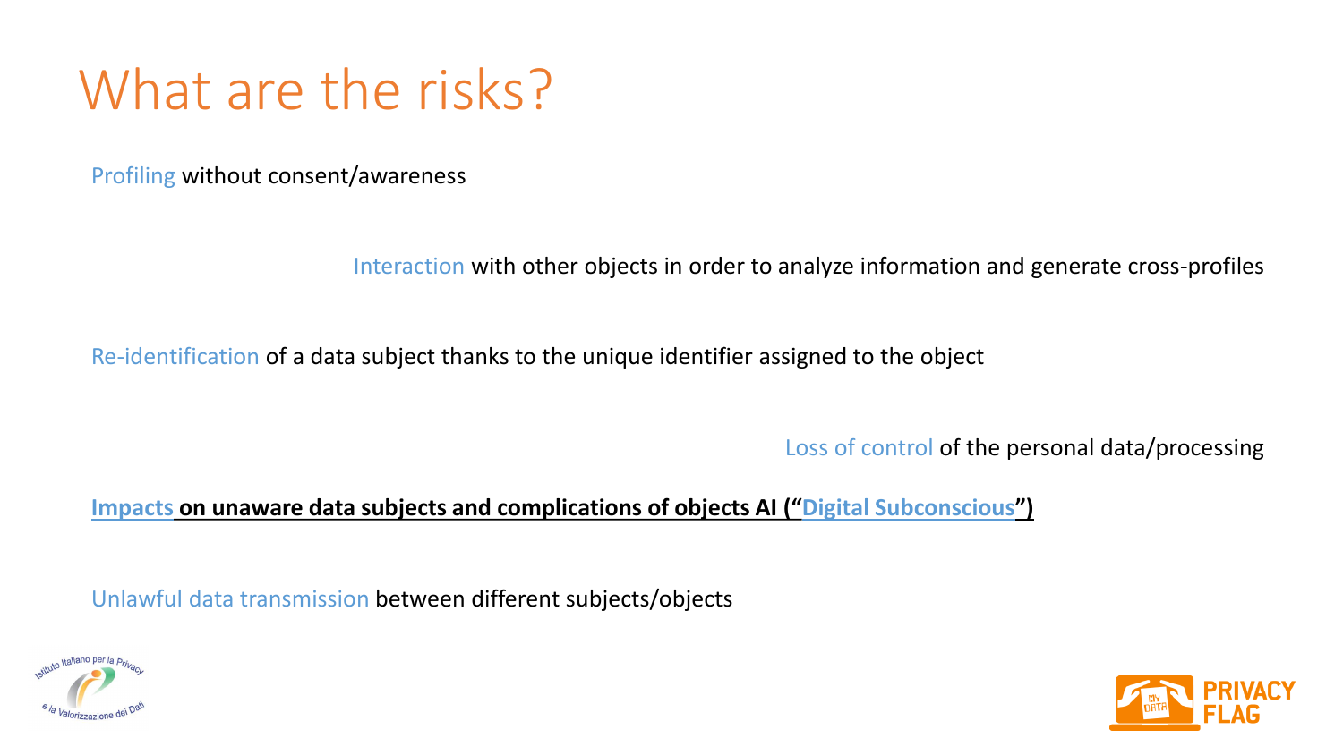# What are the risks?

Profiling without consent/awareness

Interaction with other objects in order to analyze information and generate cross-profiles

Re-identification of a data subject thanks to the unique identifier assigned to the object

Loss of control of the personal data/processing

**Impacts on unaware data subjects and complications of objects AI ("Digital Subconscious")**

Unlawful data transmission between different subjects/objects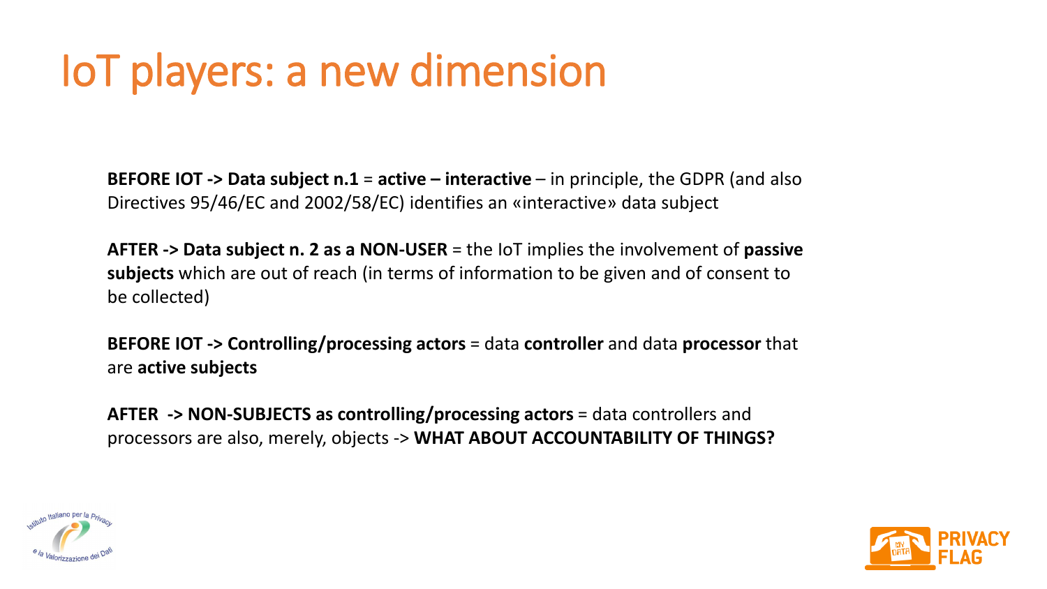# IoT players: a new dimension

**BEFORE IOT -> Data subject n.1** = **active – interactive** – in principle, the GDPR (and also Directives 95/46/EC and 2002/58/EC) identifies an «interactive» data subject

**AFTER -> Data subject n. 2 as a NON-USER** = the IoT implies the involvement of **passive subjects** which are out of reach (in terms of information to be given and of consent to be collected)

**BEFORE IOT -> Controlling/processing actors** = data **controller** and data **processor** that are **active subjects**

**AFTER -> NON-SUBJECTS as controlling/processing actors** = data controllers and processors are also, merely, objects -> **WHAT ABOUT ACCOUNTABILITY OF THINGS?**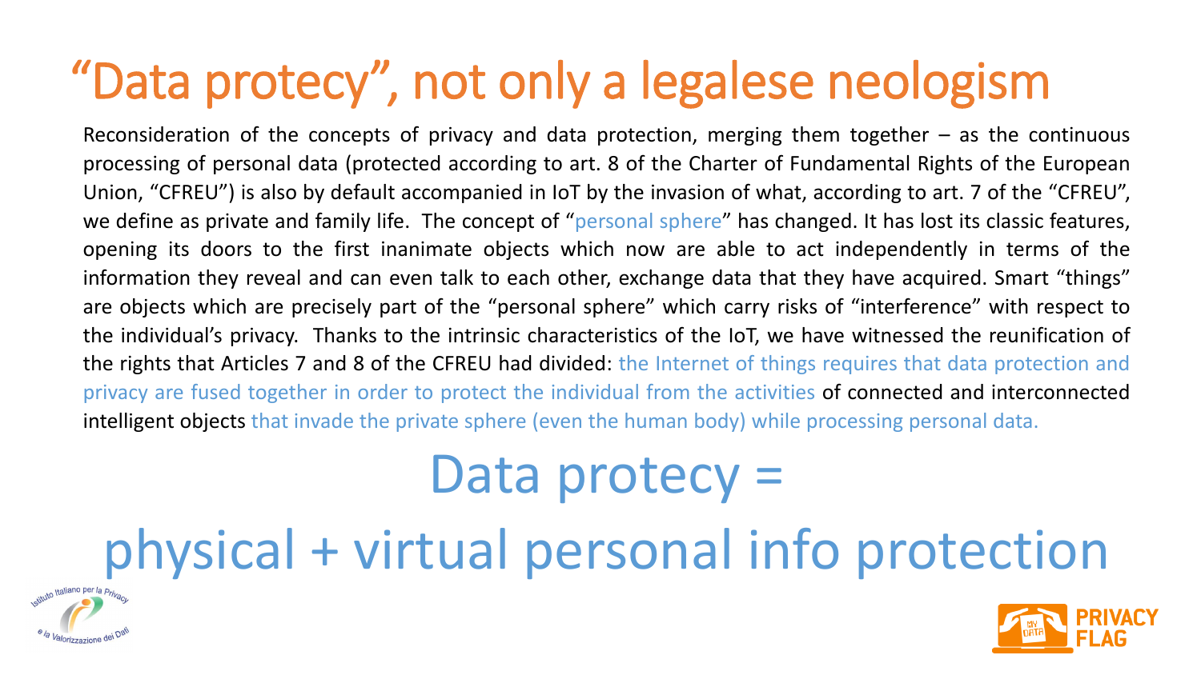# “Data protecy”, not only a legalese neologism

Reconsideration of the concepts of privacy and data protection, merging them together – as the continuous processing of personal data (protected according to art. 8 of the Charter of Fundamental Rights of the European Union, “CFREU”) is also by default accompanied in IoT by the invasion of what, according to art. 7 of the “CFREU”, we define as private and family life. The concept of “personal sphere” has changed. It has lost its classic features, opening its doors to the first inanimate objects which now are able to act independently in terms of the information they reveal and can even talk to each other, exchange data that they have acquired. Smart “things” are objects which are precisely part of the “personal sphere” which carry risks of “interference” with respect to the individual’s privacy. Thanks to the intrinsic characteristics of the IoT, we have witnessed the reunification of the rights that Articles 7 and 8 of the CFREU had divided: the Internet of things requires that data protection and privacy are fused together in order to protect the individual from the activities of connected and interconnected intelligent objects that invade the private sphere (even the human body) while processing personal data.

Data protecy =

physical + virtual personal info protection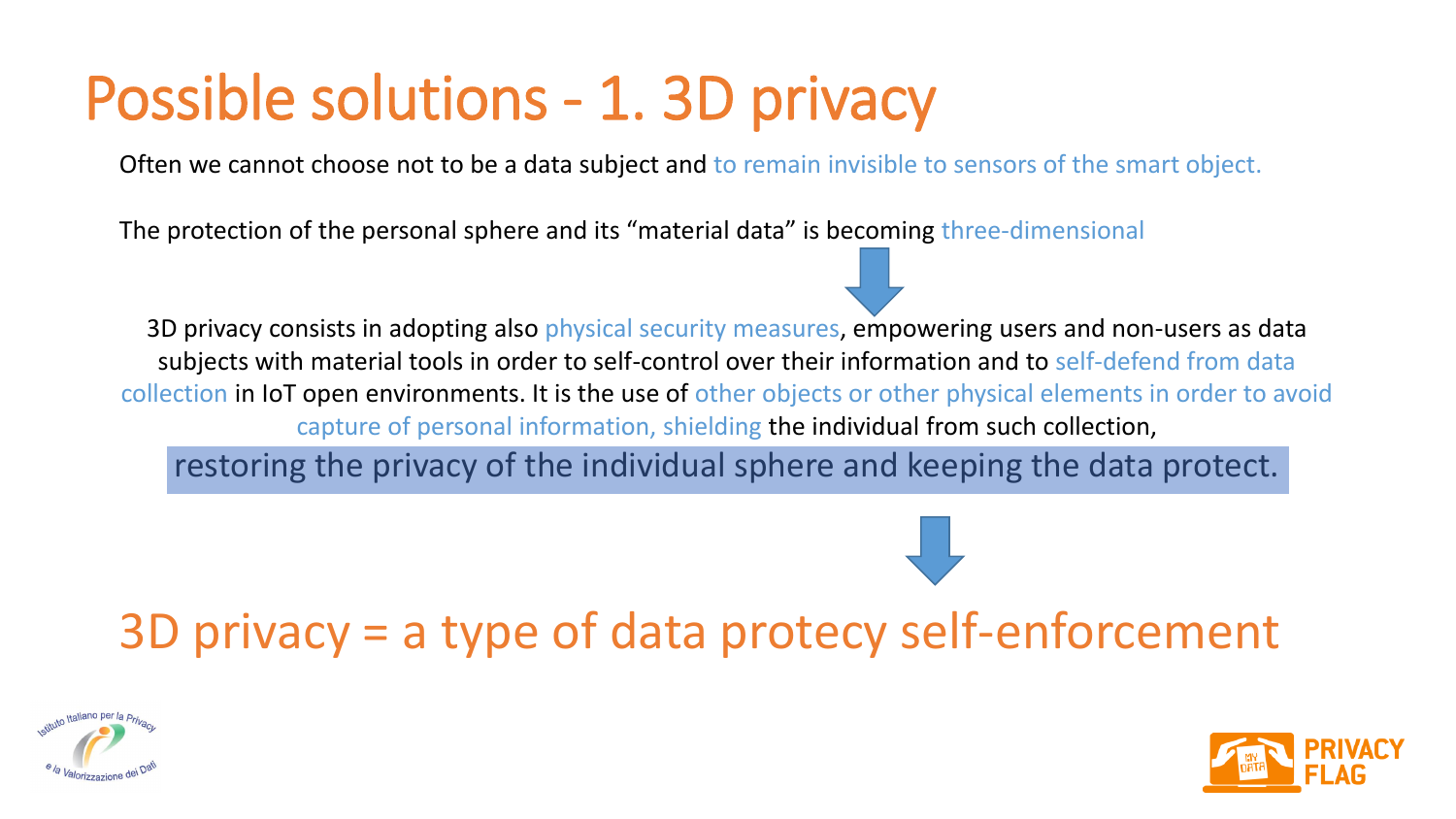# Possible solutions - 1. 3D privacy

Often we cannot choose not to be a data subject and to remain invisible to sensors of the smart object.

The protection of the personal sphere and its "material data" is becoming three-dimensional

3D privacy consists in adopting also physical security measures, empowering users and non-users as data subjects with material tools in order to self-control over their information and to self-defend from data collection in IoT open environments. It is the use of other objects or other physical elements in order to avoid capture of personal information, shielding the individual from such collection,

restoring the privacy of the individual sphere and keeping the data protect.

## 3D privacy = a type of data protecy self-enforcement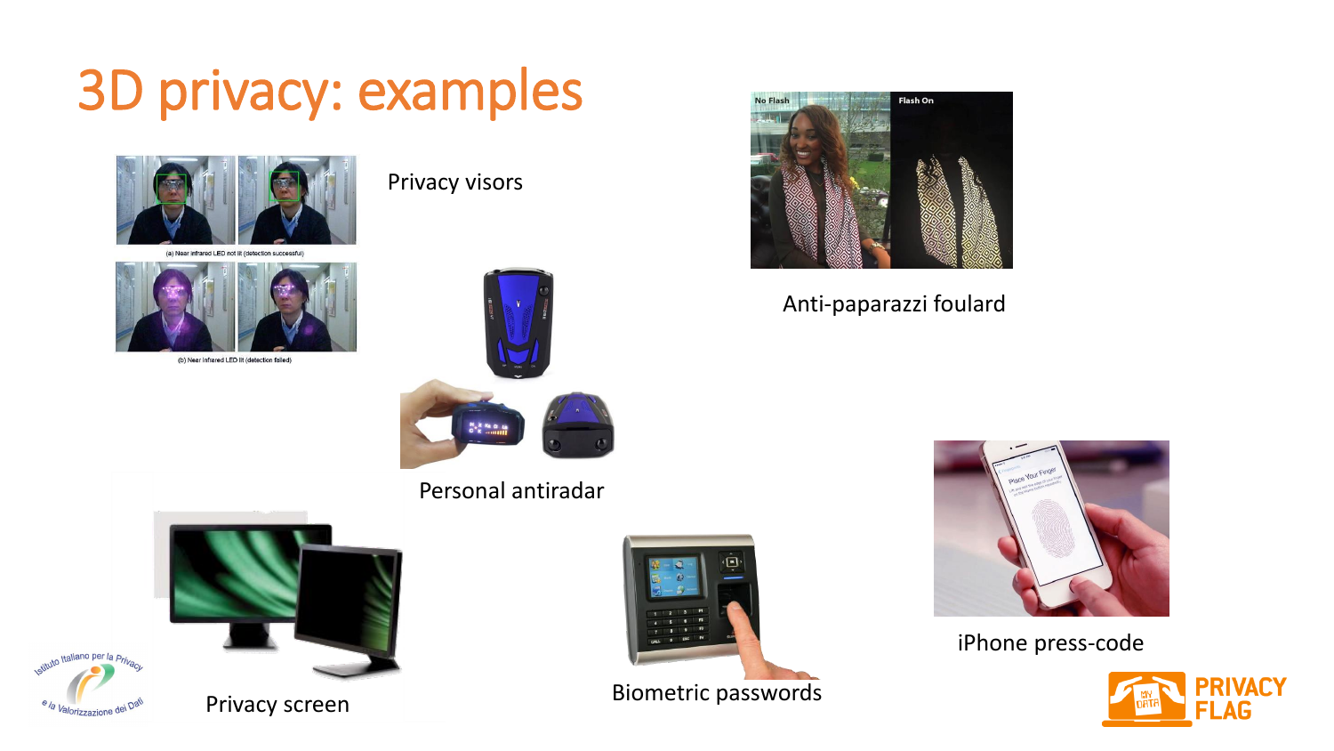# 3D privacy: examples

Privacy visors

Anti-paparazzi foulard

Personal antiradar

iPhone press-code

Privacy screen

Biometric passwords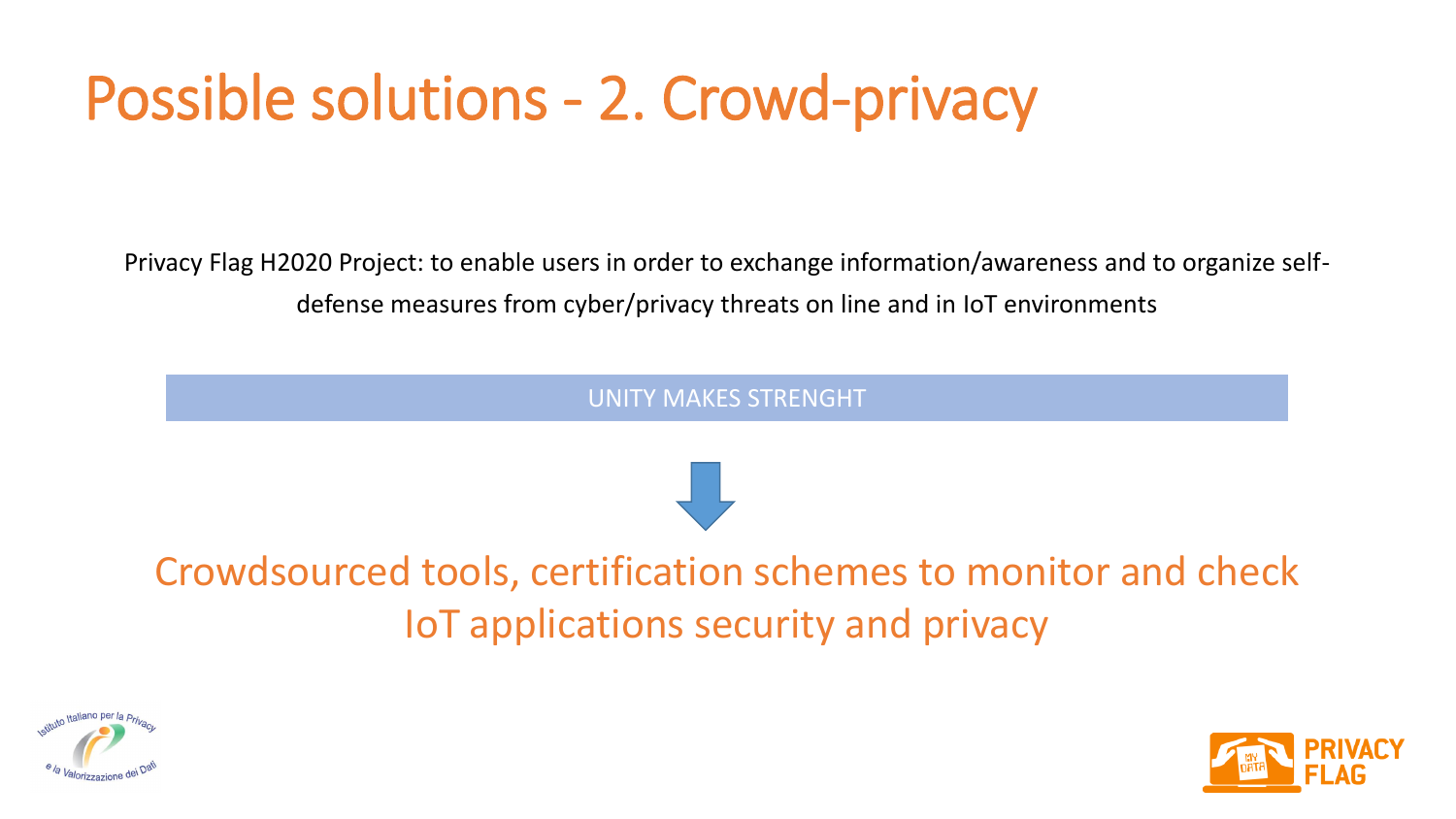# Possible solutions - 2. Crowd-privacy

Privacy Flag H2020 Project: to enable users in order to exchange information/awareness and to organize self-defense measures from cyber/privacy threats on line and in IoT environments

UNITY MAKES STRENGHT

Crowdsourced tools, certification schemes to monitor and check IoT applications security and privacy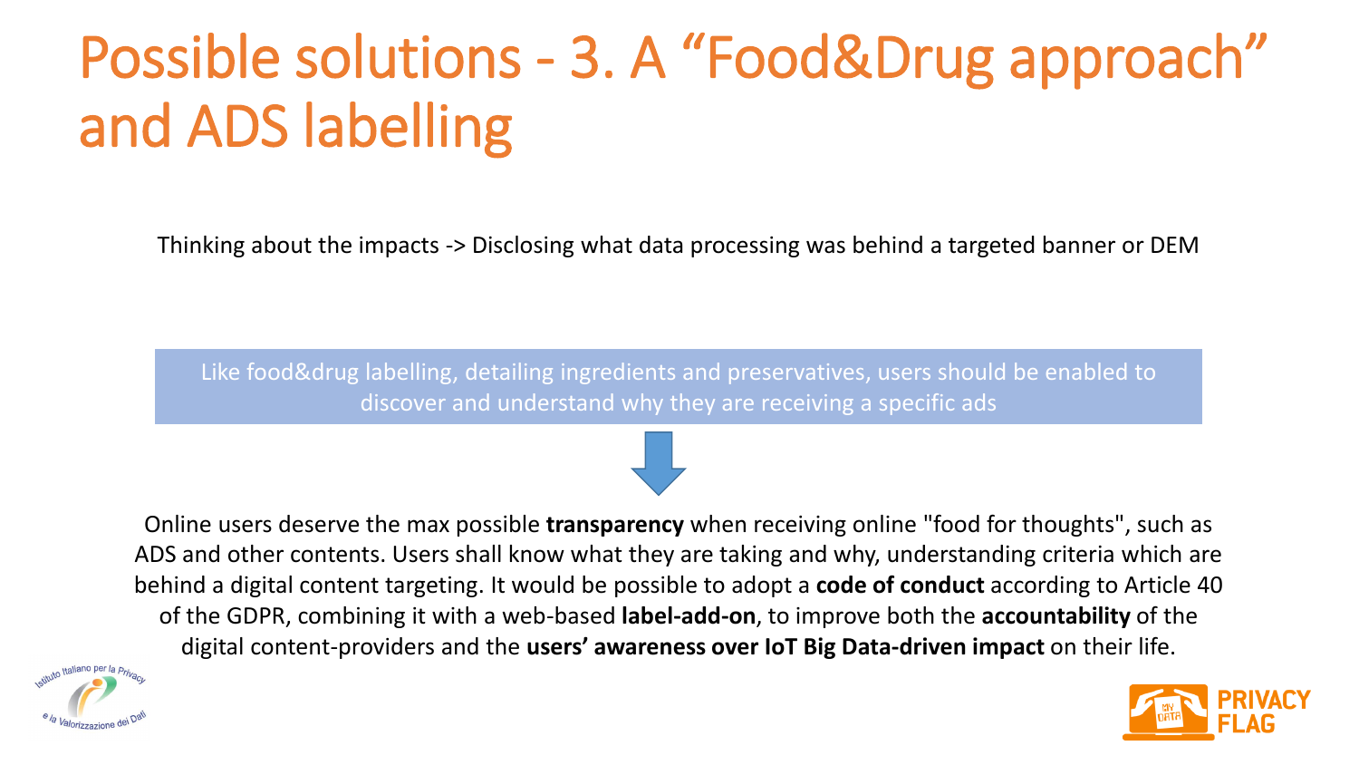# Possible solutions - 3. A "Food&Drug approach" and ADS labelling

Thinking about the impacts -> Disclosing what data processing was behind a targeted banner or DEM

Like food&drug labelling, detailing ingredients and preservatives, users should be enabled to discover and understand why they are receiving a specific ads

Online users deserve the max possible **transparency** when receiving online "food for thoughts", such as ADS and other contents. Users shall know what they are taking and why, understanding criteria which are behind a digital content targeting. It would be possible to adopt a **code of conduct** according to Article 40 of the GDPR, combining it with a web-based **label-add-on**, to improve both the **accountability** of the digital content-providers and the **users' awareness over IoT Big Data-driven impact** on their life.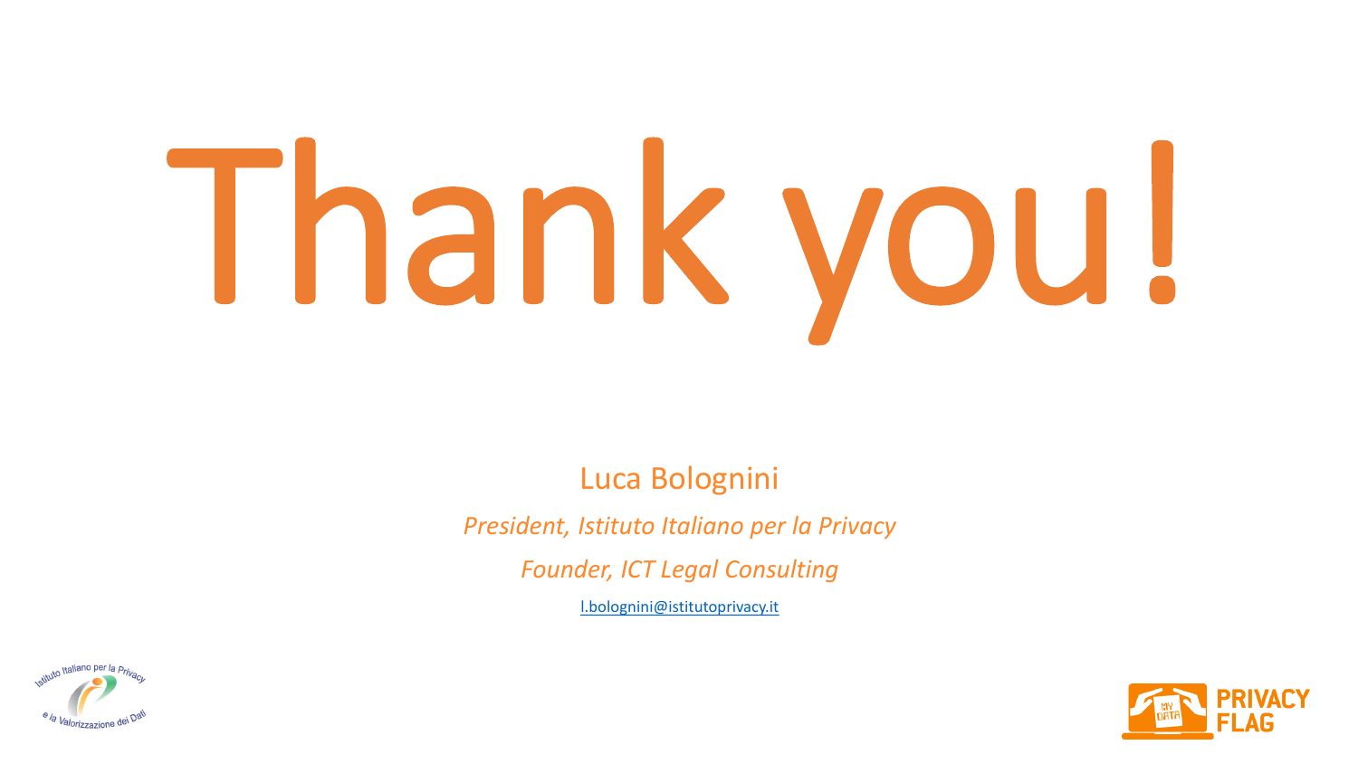# Thank you!

Luca Bolognini

*President, Istituto Italiano per la Privacy*

*Founder, ICT Legal Consulting*

l.bolognini@istitutoprivacy.it